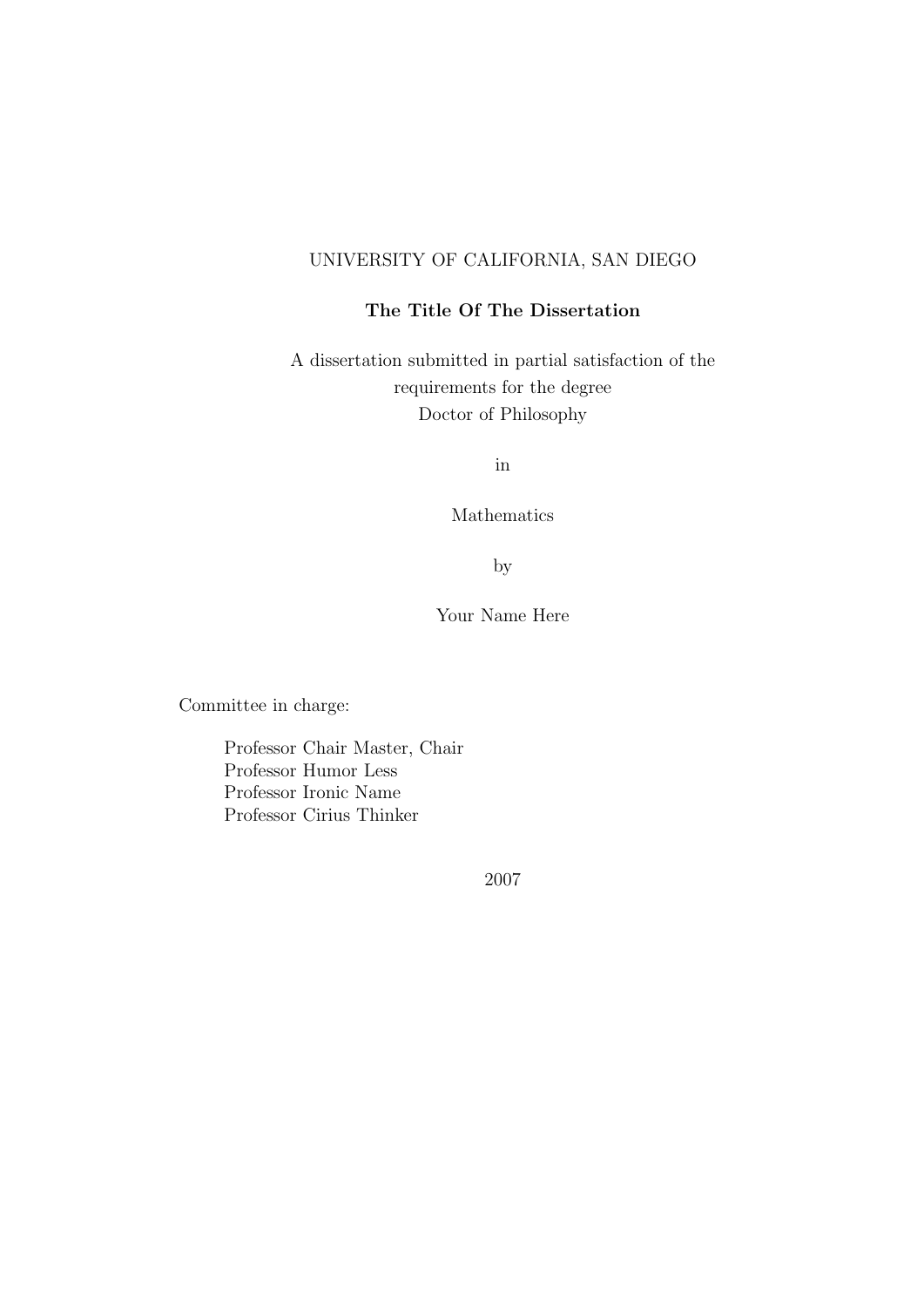UNIVERSITY OF CALIFORNIA, SAN DIEGO

**The Title Of The Dissertation**

A dissertation submitted in partial satisfaction of the
requirements for the degree
Doctor of Philosophy

in

Mathematics

by

Your Name Here

Committee in charge:

Professor Chair Master, Chair
Professor Humor Less
Professor Ironic Name
Professor Cirius Thinker

2007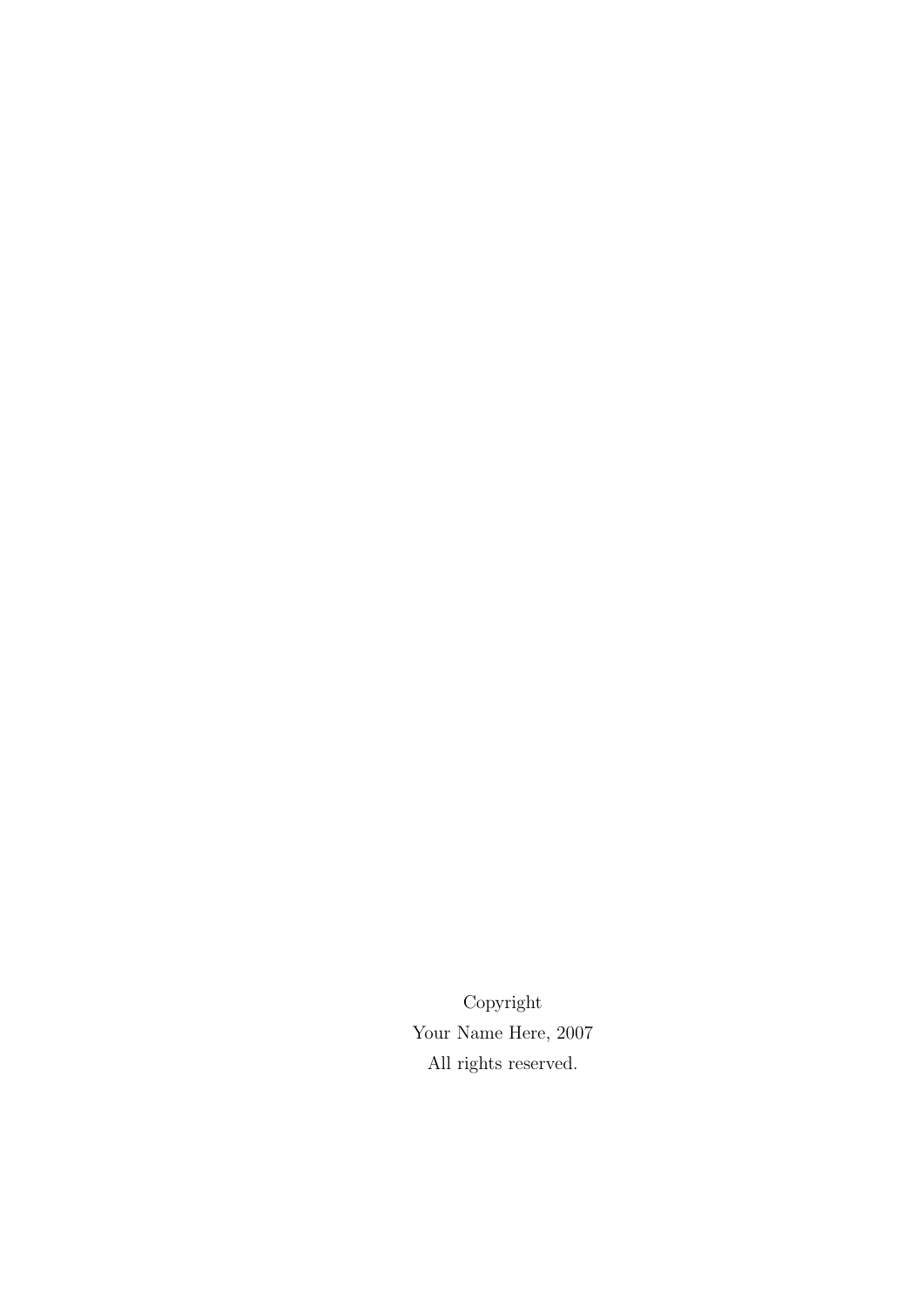Copyright

Your Name Here, 2007

All rights reserved.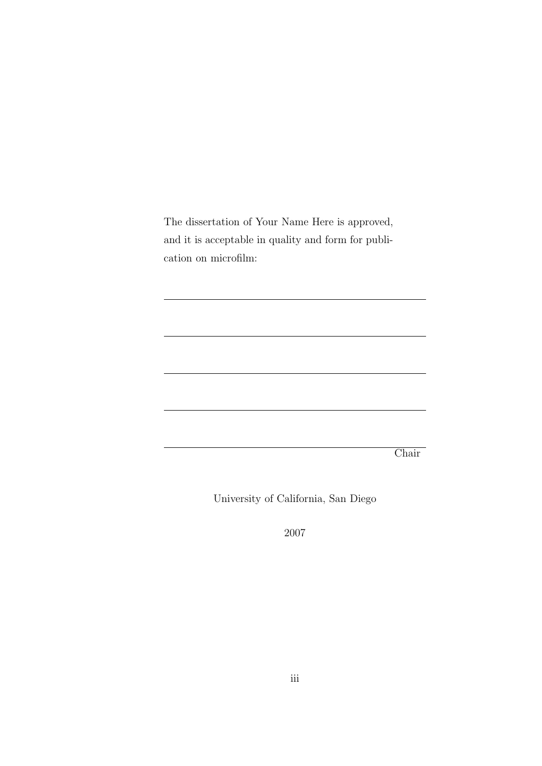The dissertation of Your Name Here is approved, and it is acceptable in quality and form for publication on microfilm:

\_\_\_\_\_\_\_\_\_\_\_\_\_\_\_\_\_\_\_\_\_\_\_\_\_\_\_\_\_\_\_\_\_\_\_\_\_\_\_\_

\_\_\_\_\_\_\_\_\_\_\_\_\_\_\_\_\_\_\_\_\_\_\_\_\_\_\_\_\_\_\_\_\_\_\_\_\_\_\_\_

\_\_\_\_\_\_\_\_\_\_\_\_\_\_\_\_\_\_\_\_\_\_\_\_\_\_\_\_\_\_\_\_\_\_\_\_\_\_\_\_

\_\_\_\_\_\_\_\_\_\_\_\_\_\_\_\_\_\_\_\_\_\_\_\_\_\_\_\_\_\_\_\_\_\_\_\_\_\_\_\_

\_\_\_\_\_\_\_\_\_\_\_\_\_\_\_\_\_\_\_\_\_\_\_\_\_\_\_\_\_\_\_\_\_\_\_\_\_\_\_\_
Chair

University of California, San Diego

2007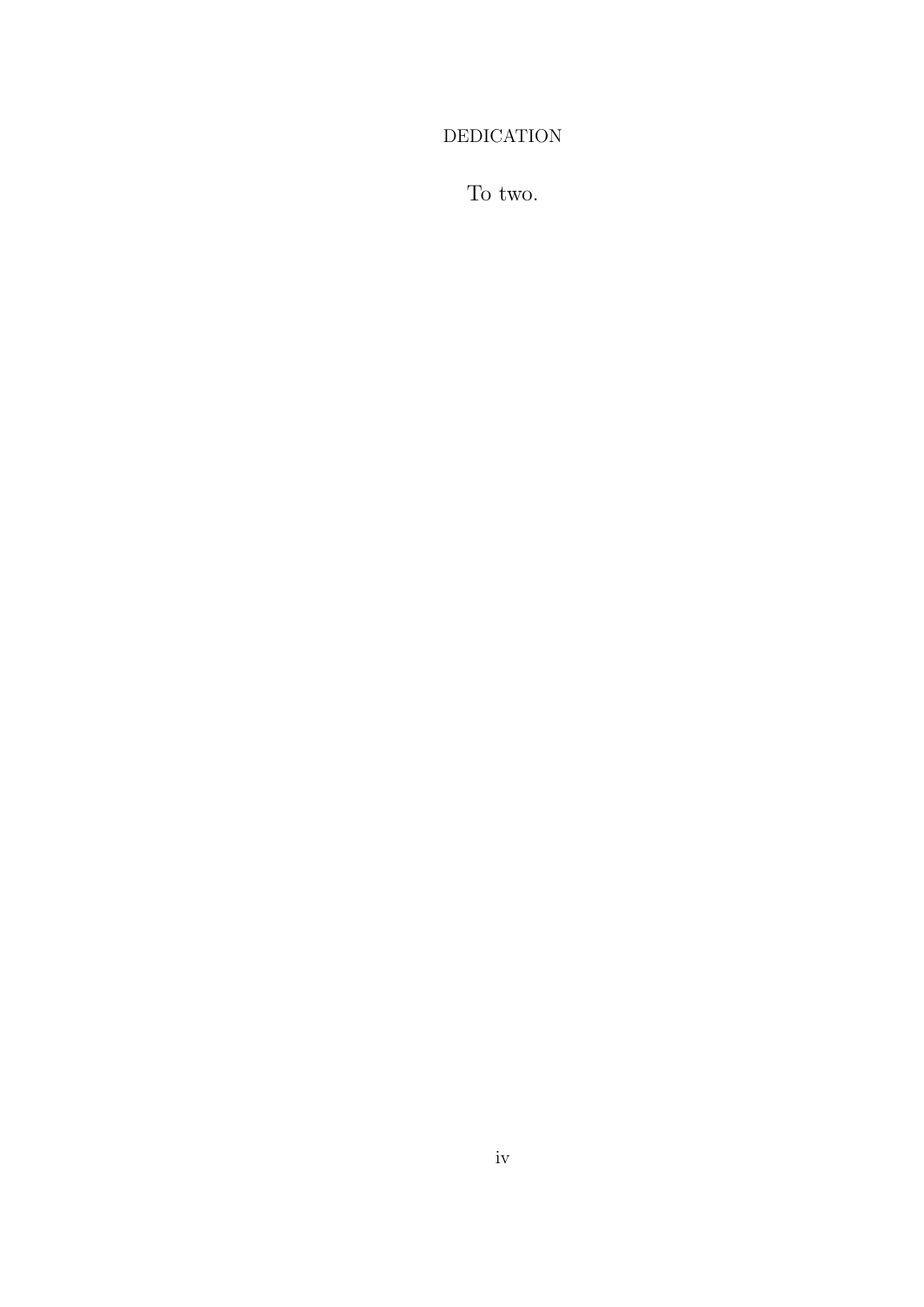# DEDICATION

To two.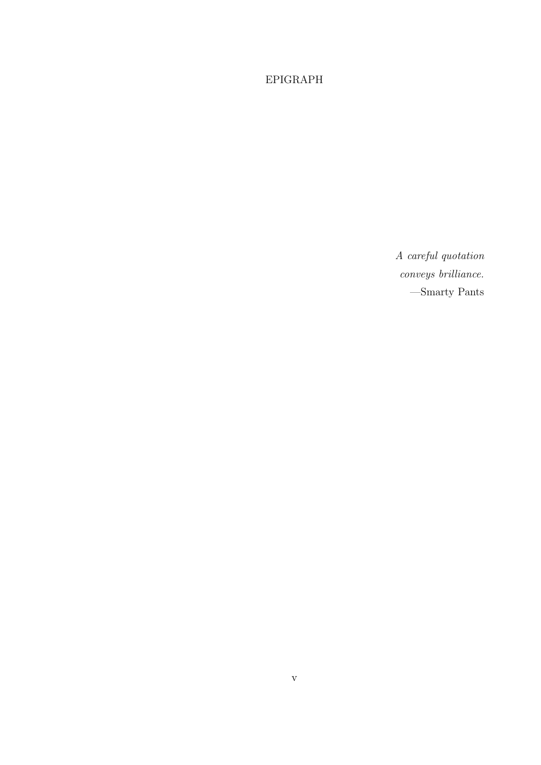# EPIGRAPH

*A careful quotation*
*conveys brilliance.*
—Smarty Pants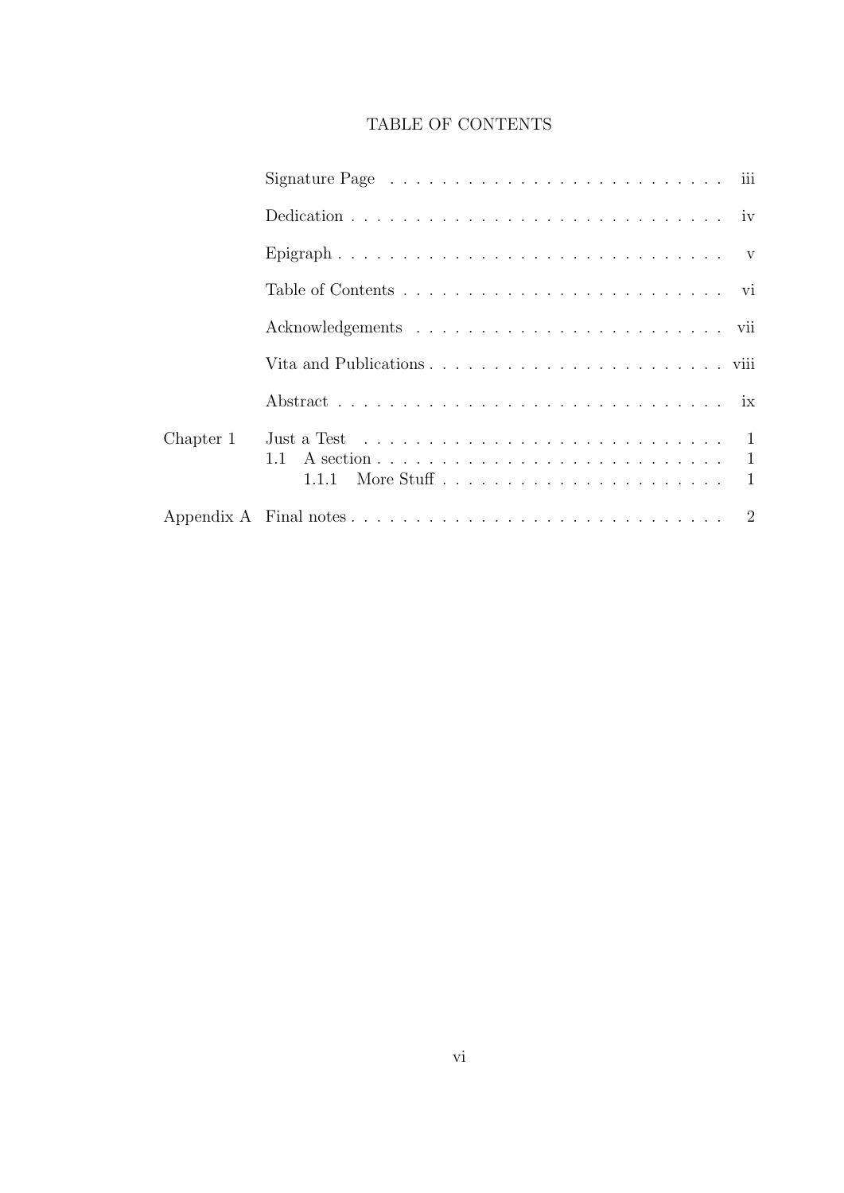# TABLE OF CONTENTS

| | | |
|---|---|---|
| | Signature Page | iii |
| | Dedication | iv |
| | Epigraph | v |
| | Table of Contents | vi |
| | Acknowledgements | vii |
| | Vita and Publications | viii |
| | Abstract | ix |
| Chapter 1 | Just a Test | 1 |
| | 1.1 A section | 1 |
| | 1.1.1 More Stuff | 1 |
| Appendix A | Final notes | 2 |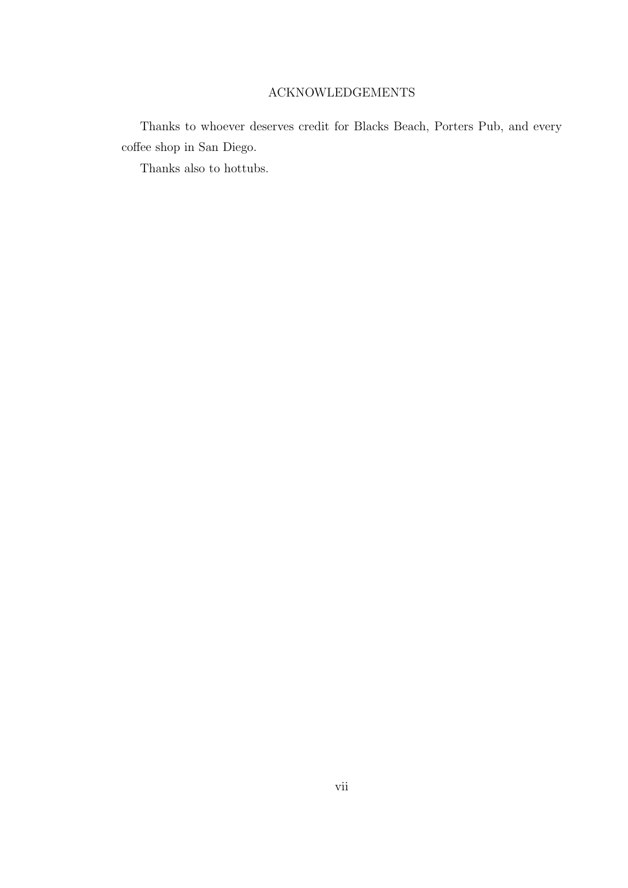# ACKNOWLEDGEMENTS

Thanks to whoever deserves credit for Blacks Beach, Porters Pub, and every coffee shop in San Diego.

Thanks also to hottubs.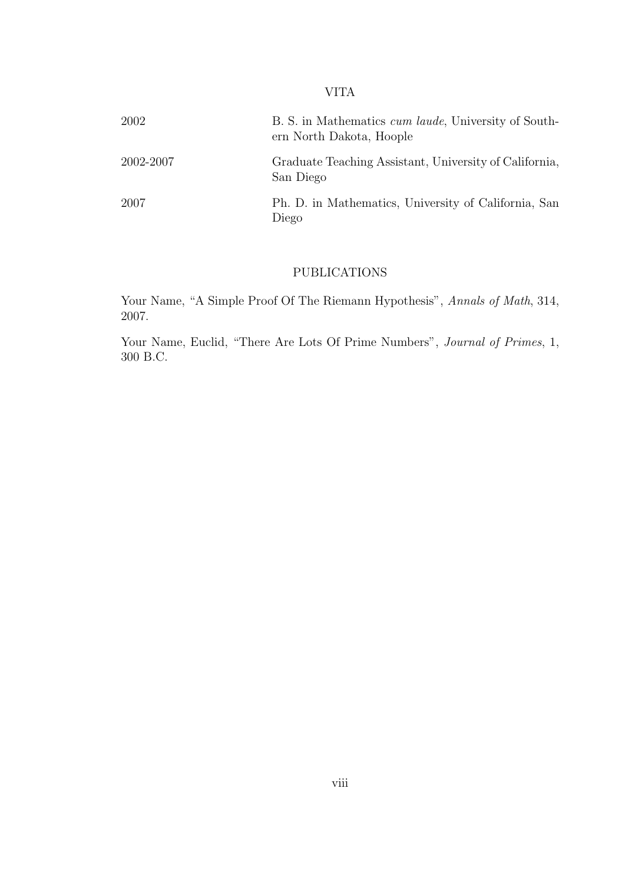# VITA

| | |
|---|---|
| 2002 | B. S. in Mathematics *cum laude*, University of Southern North Dakota, Hoople |
| 2002-2007 | Graduate Teaching Assistant, University of California, San Diego |
| 2007 | Ph. D. in Mathematics, University of California, San Diego |

# PUBLICATIONS

Your Name, "A Simple Proof Of The Riemann Hypothesis", *Annals of Math*, 314, 2007.

Your Name, Euclid, "There Are Lots Of Prime Numbers", *Journal of Primes*, 1, 300 B.C.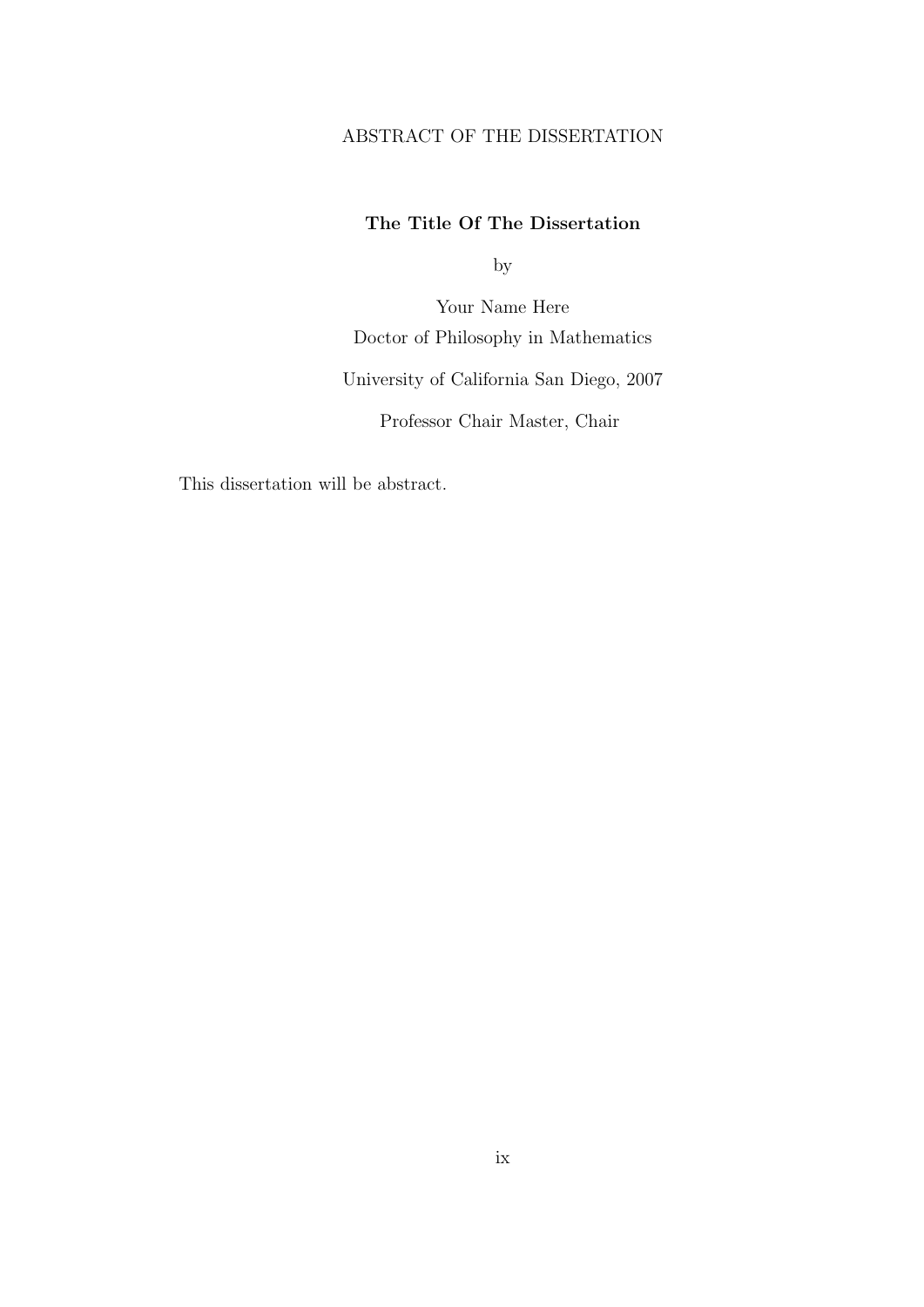ABSTRACT OF THE DISSERTATION

**The Title Of The Dissertation**

by

Your Name Here

Doctor of Philosophy in Mathematics

University of California San Diego, 2007

Professor Chair Master, Chair

This dissertation will be abstract.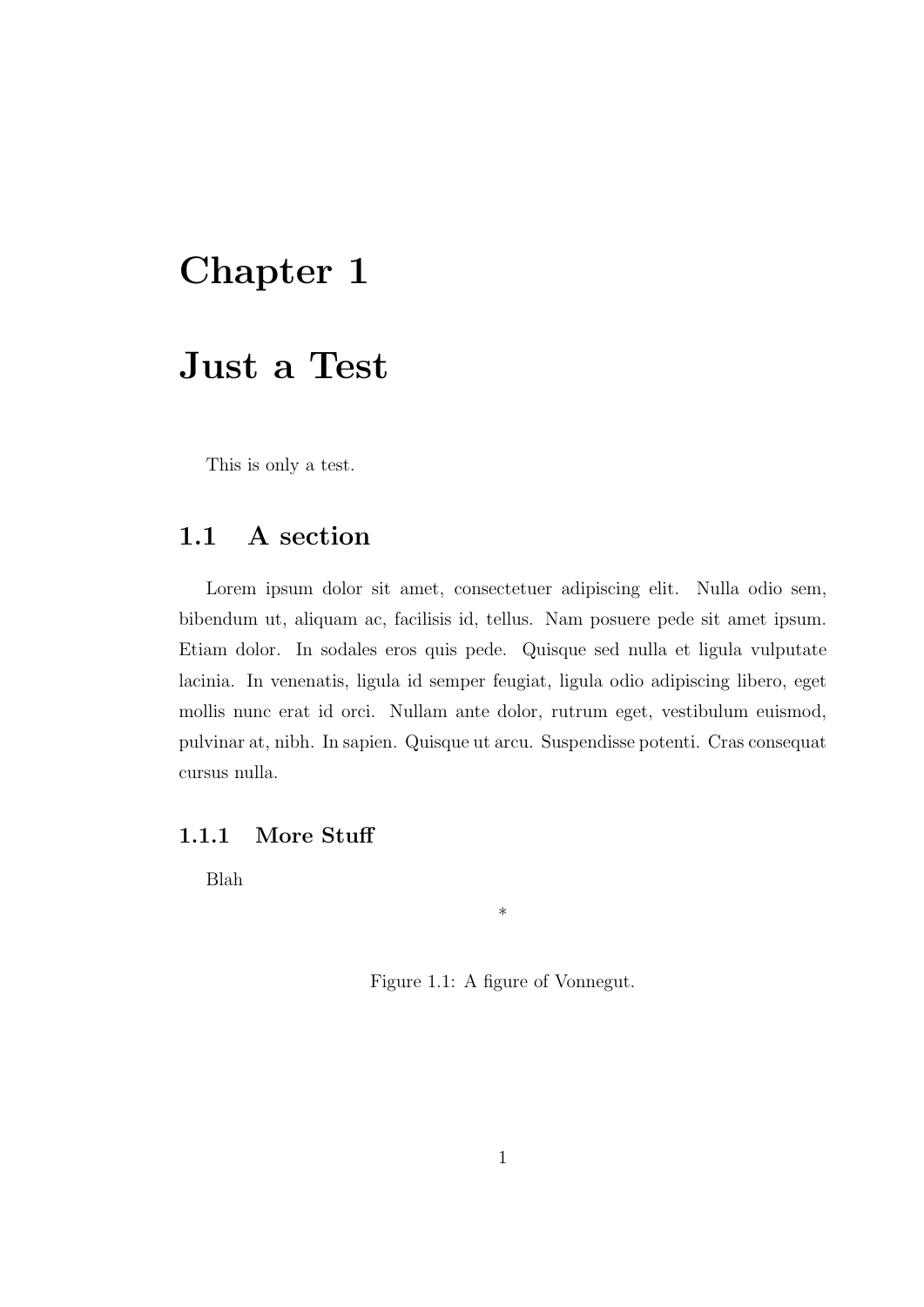# Chapter 1

# Just a Test

This is only a test.

## 1.1 A section

Lorem ipsum dolor sit amet, consectetuer adipiscing elit. Nulla odio sem, bibendum ut, aliquam ac, facilisis id, tellus. Nam posuere pede sit amet ipsum. Etiam dolor. In sodales eros quis pede. Quisque sed nulla et ligula vulputate lacinia. In venenatis, ligula id semper feugiat, ligula odio adipiscing libero, eget mollis nunc erat id orci. Nullam ante dolor, rutrum eget, vestibulum euismod, pulvinar at, nibh. In sapien. Quisque ut arcu. Suspendisse potenti. Cras consequat cursus nulla.

### 1.1.1 More Stuff

Blah

$*$

Figure 1.1: A figure of Vonnegut.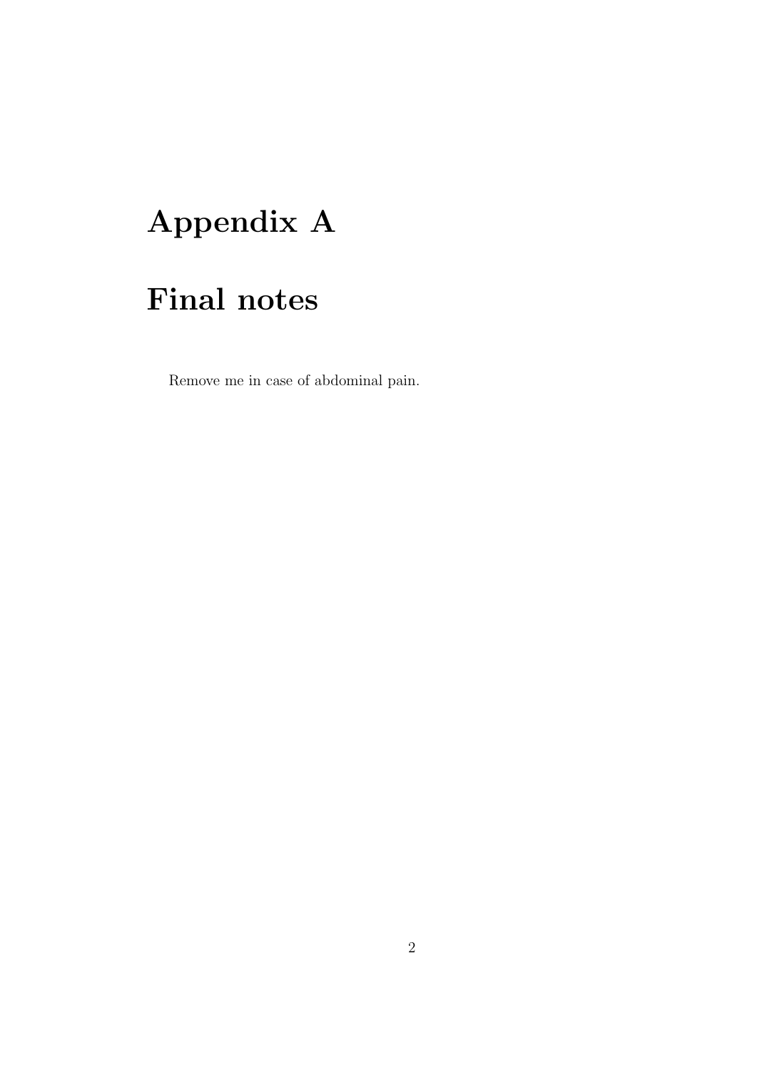# Appendix A

# Final notes

Remove me in case of abdominal pain.